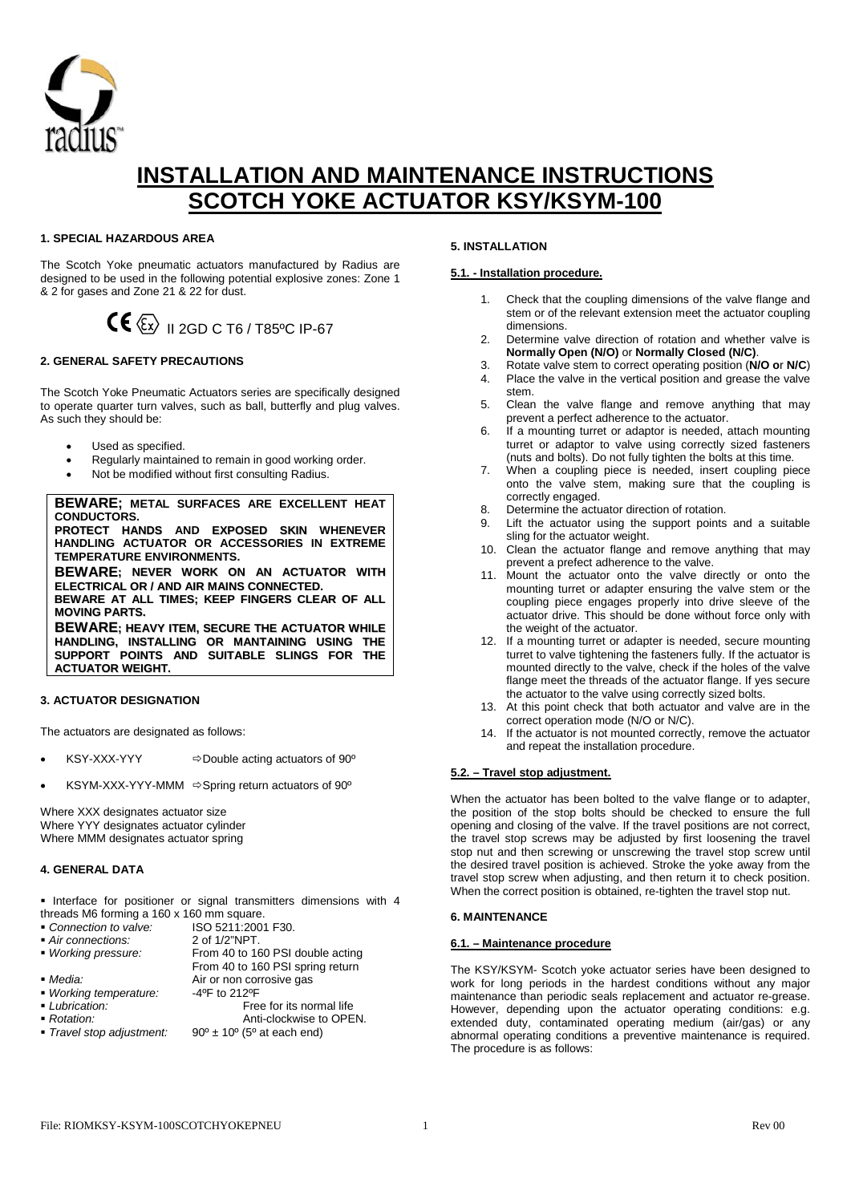# INSTALLATION AND MAINTENANCE INSTRUCTIONS
# SCOTCH YOKE ACTUATOR KSY/KSYM-100

### 1. SPECIAL HAZARDOUS AREA

The Scotch Yoke pneumatic actuators manufactured by Radius are designed to be used in the following potential explosive zones: Zone 1 & 2 for gases and Zone 21 & 22 for dust.

CE Ex II 2GD C T6 / T85ºC IP-67

### 2. GENERAL SAFETY PRECAUTIONS

The Scotch Yoke Pneumatic Actuators series are specifically designed to operate quarter turn valves, such as ball, butterfly and plug valves. As such they should be:

- Used as specified.
- Regularly maintained to remain in good working order.
- Not be modified without first consulting Radius.

**BEWARE; METAL SURFACES ARE EXCELLENT HEAT CONDUCTORS.**
**PROTECT HANDS AND EXPOSED SKIN WHENEVER HANDLING ACTUATOR OR ACCESSORIES IN EXTREME TEMPERATURE ENVIRONMENTS.**
**BEWARE; NEVER WORK ON AN ACTUATOR WITH ELECTRICAL OR / AND AIR MAINS CONNECTED.**
**BEWARE AT ALL TIMES; KEEP FINGERS CLEAR OF ALL MOVING PARTS.**
**BEWARE; HEAVY ITEM, SECURE THE ACTUATOR WHILE HANDLING, INSTALLING OR MANTAINING USING THE SUPPORT POINTS AND SUITABLE SLINGS FOR THE ACTUATOR WEIGHT.**

### 3. ACTUATOR DESIGNATION

The actuators are designated as follows:

- KSY-XXX-YYY ⇨Double acting actuators of 90º
- KSYM-XXX-YYY-MMM ⇨Spring return actuators of 90º

Where XXX designates actuator size
Where YYY designates actuator cylinder
Where MMM designates actuator spring

### 4. GENERAL DATA

- Interface for positioner or signal transmitters dimensions with 4 threads M6 forming a 160 x 160 mm square.
- *Connection to valve:* ISO 5211:2001 F30.
- *Air connections:* 2 of 1/2"NPT.
- *Working pressure:* From 40 to 160 PSI double acting
  From 40 to 160 PSI spring return
- *Media:* Air or non corrosive gas
- *Working temperature:* -4ºF to 212ºF
- *Lubrication:* Free for its normal life
- *Rotation:* Anti-clockwise to OPEN.
- *Travel stop adjustment:* 90º ± 10º (5º at each end)

### 5. INSTALLATION

#### 5.1. - Installation procedure.

1. Check that the coupling dimensions of the valve flange and stem or of the relevant extension meet the actuator coupling dimensions.
2. Determine valve direction of rotation and whether valve is **Normally Open (N/O)** or **Normally Closed (N/C)**.
3. Rotate valve stem to correct operating position (**N/O o**r **N/C**)
4. Place the valve in the vertical position and grease the valve stem.
5. Clean the valve flange and remove anything that may prevent a perfect adherence to the actuator.
6. If a mounting turret or adaptor is needed, attach mounting turret or adaptor to valve using correctly sized fasteners (nuts and bolts). Do not fully tighten the bolts at this time.
7. When a coupling piece is needed, insert coupling piece onto the valve stem, making sure that the coupling is correctly engaged.
8. Determine the actuator direction of rotation.
9. Lift the actuator using the support points and a suitable sling for the actuator weight.
10. Clean the actuator flange and remove anything that may prevent a prefect adherence to the valve.
11. Mount the actuator onto the valve directly or onto the mounting turret or adapter ensuring the valve stem or the coupling piece engages properly into drive sleeve of the actuator drive. This should be done without force only with the weight of the actuator.
12. If a mounting turret or adapter is needed, secure mounting turret to valve tightening the fasteners fully. If the actuator is mounted directly to the valve, check if the holes of the valve flange meet the threads of the actuator flange. If yes secure the actuator to the valve using correctly sized bolts.
13. At this point check that both actuator and valve are in the correct operation mode (N/O or N/C).
14. If the actuator is not mounted correctly, remove the actuator and repeat the installation procedure.

#### 5.2. – Travel stop adjustment.

When the actuator has been bolted to the valve flange or to adapter, the position of the stop bolts should be checked to ensure the full opening and closing of the valve. If the travel positions are not correct, the travel stop screws may be adjusted by first loosening the travel stop nut and then screwing or unscrewing the travel stop screw until the desired travel position is achieved. Stroke the yoke away from the travel stop screw when adjusting, and then return it to check position. When the correct position is obtained, re-tighten the travel stop nut.

### 6. MAINTENANCE

#### 6.1. – Maintenance procedure

The KSY/KSYM- Scotch yoke actuator series have been designed to work for long periods in the hardest conditions without any major maintenance than periodic seals replacement and actuator re-grease. However, depending upon the actuator operating conditions: e.g. extended duty, contaminated operating medium (air/gas) or any abnormal operating conditions a preventive maintenance is required. The procedure is as follows: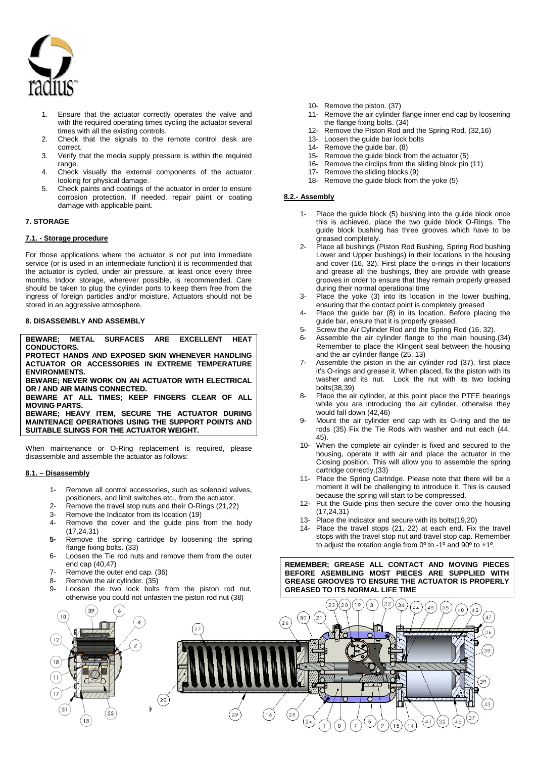1. Ensure that the actuator correctly operates the valve and with the required operating times cycling the actuator several times with all the existing controls.
2. Check that the signals to the remote control desk are correct.
3. Verify that the media supply pressure is within the required range.
4. Check visually the external components of the actuator looking for physical damage.
5. Check paints and coatings of the actuator in order to ensure corrosion protection. If needed, repair paint or coating damage with applicable paint.

## 7. STORAGE

### 7.1. - Storage procedure

For those applications where the actuator is not put into immediate service (or is used in an intermediate function) it is recommended that the actuator is cycled, under air pressure, at least once every three months. Indoor storage, wherever possible, is recommended. Care should be taken to plug the cylinder ports to keep them free from the ingress of foreign particles and/or moisture. Actuators should not be stored in an aggressive atmosphere.

## 8. DISASSEMBLY AND ASSEMBLY

**BEWARE; METAL SURFACES ARE EXCELLENT HEAT CONDUCTORS.**
**PROTECT HANDS AND EXPOSED SKIN WHENEVER HANDLING ACTUATOR OR ACCESSORIES IN EXTREME TEMPERATURE ENVIRONMENTS.**
**BEWARE; NEVER WORK ON AN ACTUATOR WITH ELECTRICAL OR / AND AIR MAINS CONNECTED.**
**BEWARE AT ALL TIMES; KEEP FINGERS CLEAR OF ALL MOVING PARTS.**
**BEWARE; HEAVY ITEM, SECURE THE ACTUATOR DURING MAINTENACE OPERATIONS USING THE SUPPORT POINTS AND SUITABLE SLINGS FOR THE ACTUATOR WEIGHT.**

When maintenance or O-Ring replacement is required, please disassemble and assemble the actuator as follows:

### 8.1. – Disassembly

1- Remove all control accessories, such as solenoid valves, positioners, and limit switches etc., from the actuator.
2- Remove the travel stop nuts and their O-Rings (21,22)
3- Remove the Indicator from its location (19)
4- Remove the cover and the guide pins from the body (17,24,31)
**5-** Remove the spring cartridge by loosening the spring flange fixing bolts. (33)
6- Loosen the Tie rod nuts and remove them from the outer end cap (40,47)
7- Remove the outer end cap. (36)
8- Remove the air cylinder. (35)
9- Loosen the two lock bolts from the piston rod nut, otherwise you could not unfasten the piston rod nut (38)
10- Remove the piston. (37)
11- Remove the air cylinder flange inner end cap by loosening the flange fixing bolts. (34)
12- Remove the Piston Rod and the Spring Rod. (32,16)
13- Loosen the guide bar lock bolts
14- Remove the guide bar. (8)
15- Remove the guide block from the actuator (5)
16- Remove the circlips from the sliding block pin (11)
17- Remove the sliding blocks (9)
18- Remove the guide block from the yoke (5)

### 8.2.- Assembly

1- Place the guide block (5) bushing into the guide block once this is achieved, place the two guide block O-Rings. The guide block bushing has three grooves which have to be greased completely.
2- Place all bushings (Piston Rod Bushing, Spring Rod bushing Lower and Upper bushings) in their locations in the housing and cover (16, 32). First place the o-rings in their locations and grease all the bushings, they are provide with grease grooves in order to ensure that they remain properly greased during their normal operational time
3- Place the yoke (3) into its location in the lower bushing, ensuring that the contact point is completely greased
4- Place the guide bar (8) in its location. Before placing the guide bar, ensure that it is properly greased.
5- Screw the Air Cylinder Rod and the Spring Rod (16, 32).
6- Assemble the air cylinder flange to the main housing.(34) Remember to place the Klingerit seal between the housing and the air cylinder flange (25, 13)
7- Assemble the piston in the air cylinder rod (37), first place it's O-rings and grease it. When placed, fix the piston with its washer and its nut. Lock the nut with its two locking bolts(38,39)
8- Place the air cylinder, at this point place the PTFE bearings while you are introducing the air cylinder, otherwise they would fall down (42,46)
9- Mount the air cylinder end cap with its O-ring and the tie rods (35) Fix the Tie Rods with washer and nut each (44, 45).
10- When the complete air cylinder is fixed and secured to the housing, operate it with air and place the actuator in the Closing position. This will allow you to assemble the spring cartridge correctly.(33)
11- Place the Spring Cartridge. Please note that there will be a moment it will be challenging to introduce it. This is caused because the spring will start to be compressed.
12- Put the Guide pins then secure the cover onto the housing (17,24,31)
13- Place the indicator and secure with its bolts(19,20)
14- Place the travel stops (21, 22) at each end. Fix the travel stops with the travel stop nut and travel stop cap. Remember to adjust the rotation angle from 0º to -1º and 90º to +1º.

**REMEMBER; GREASE ALL CONTACT AND MOVING PIECES BEFORE ASEMBLING MOST PIECES ARE SUPPLIED WITH GREASE GROOVES TO ENSURE THE ACTUATOR IS PROPERLY GREASED TO ITS NORMAL LIFE TIME**

10 39 6 4 12 2 18 11 17 31 33 13

27 28 29 16 25 24 26 30 21 23 20 19 3 22 34 44 45 35 40 42 47 36 38 39 43 37 46 32 41 14 15 9 5 7 8 1